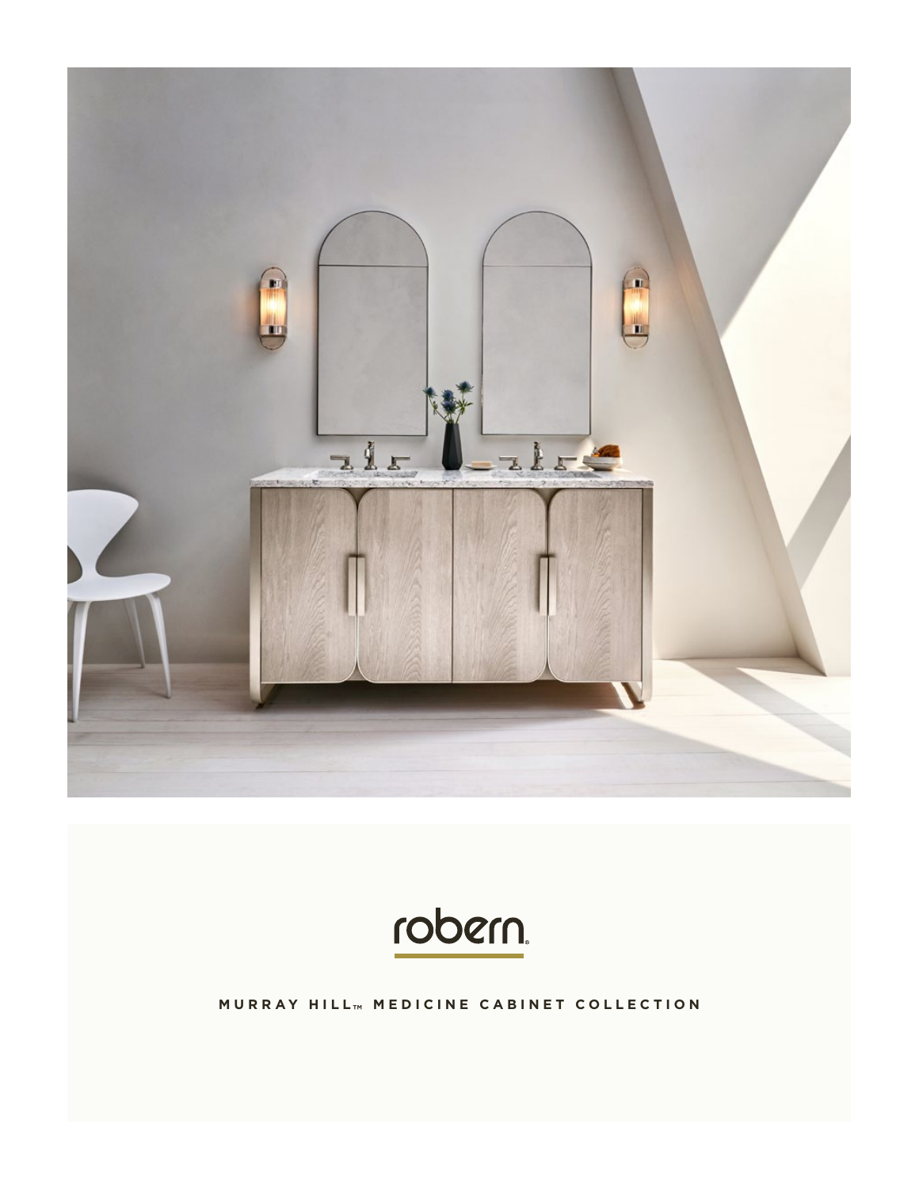robern

MURRAY HILL™ MEDICINE CABINET COLLECTION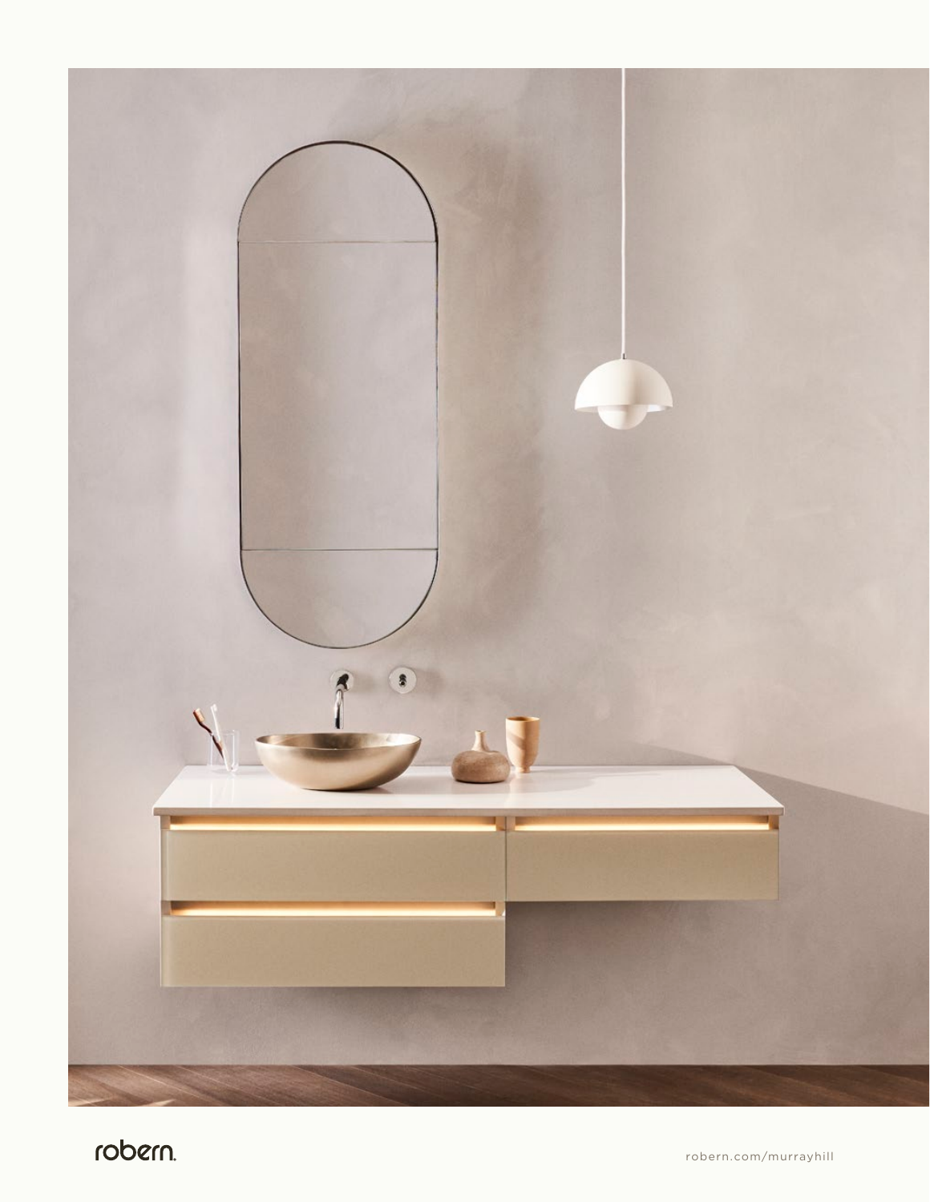robern.

robern.com/murrayhill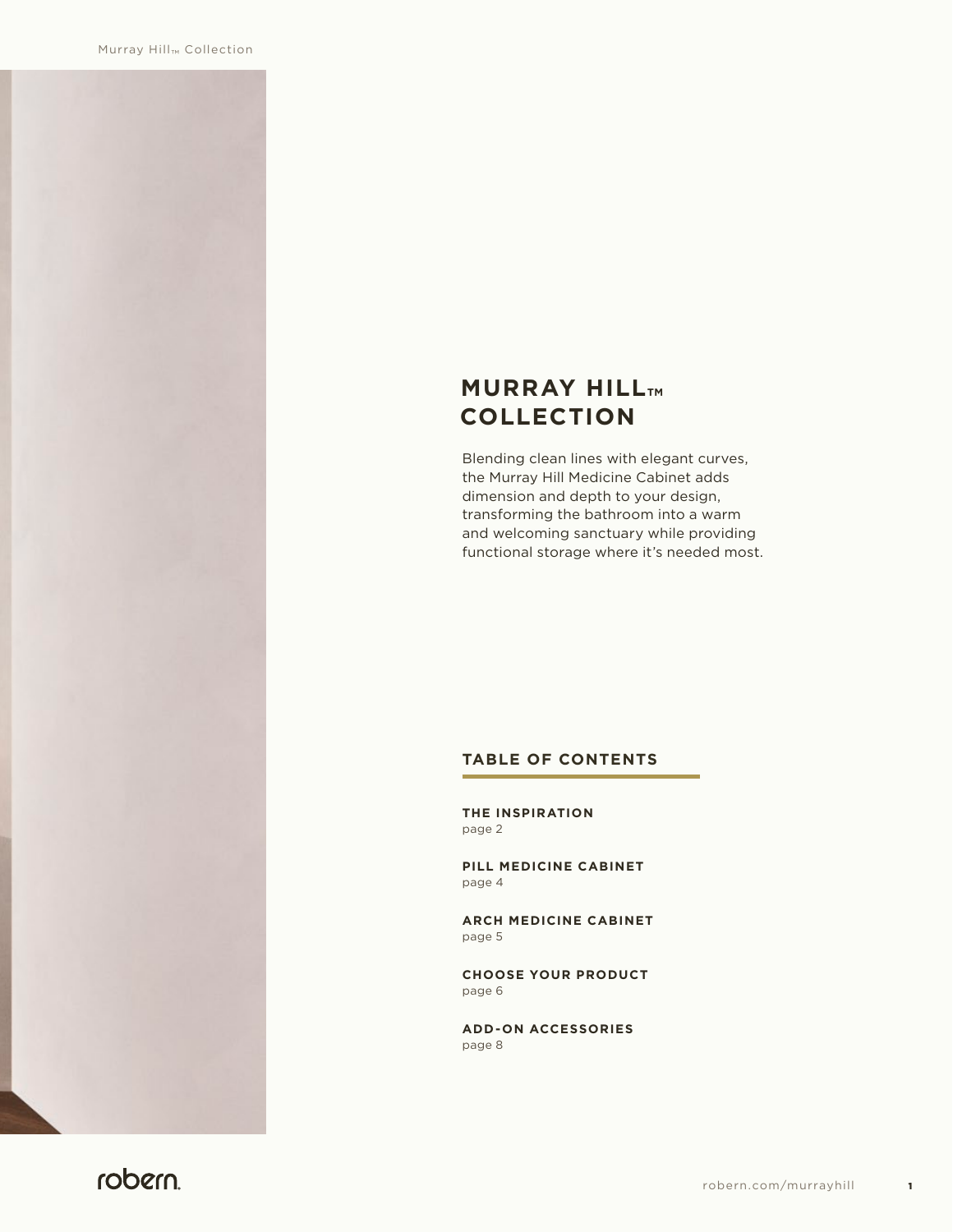# MURRAY HILL™ COLLECTION

Blending clean lines with elegant curves, the Murray Hill Medicine Cabinet adds dimension and depth to your design, transforming the bathroom into a warm and welcoming sanctuary while providing functional storage where it's needed most.

## TABLE OF CONTENTS

**THE INSPIRATION**
page 2

**PILL MEDICINE CABINET**
page 4

**ARCH MEDICINE CABINET**
page 5

**CHOOSE YOUR PRODUCT**
page 6

**ADD-ON ACCESSORIES**
page 8

robern.

robern.com/murrayhill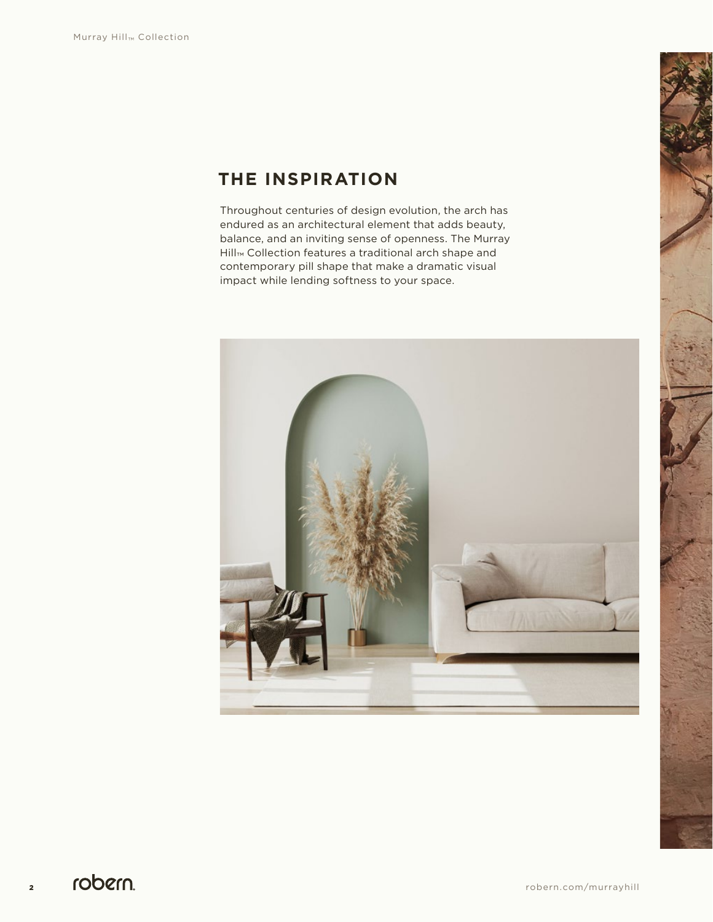## THE INSPIRATION

Throughout centuries of design evolution, the arch has endured as an architectural element that adds beauty, balance, and an inviting sense of openness. The Murray Hill™ Collection features a traditional arch shape and contemporary pill shape that make a dramatic visual impact while lending softness to your space.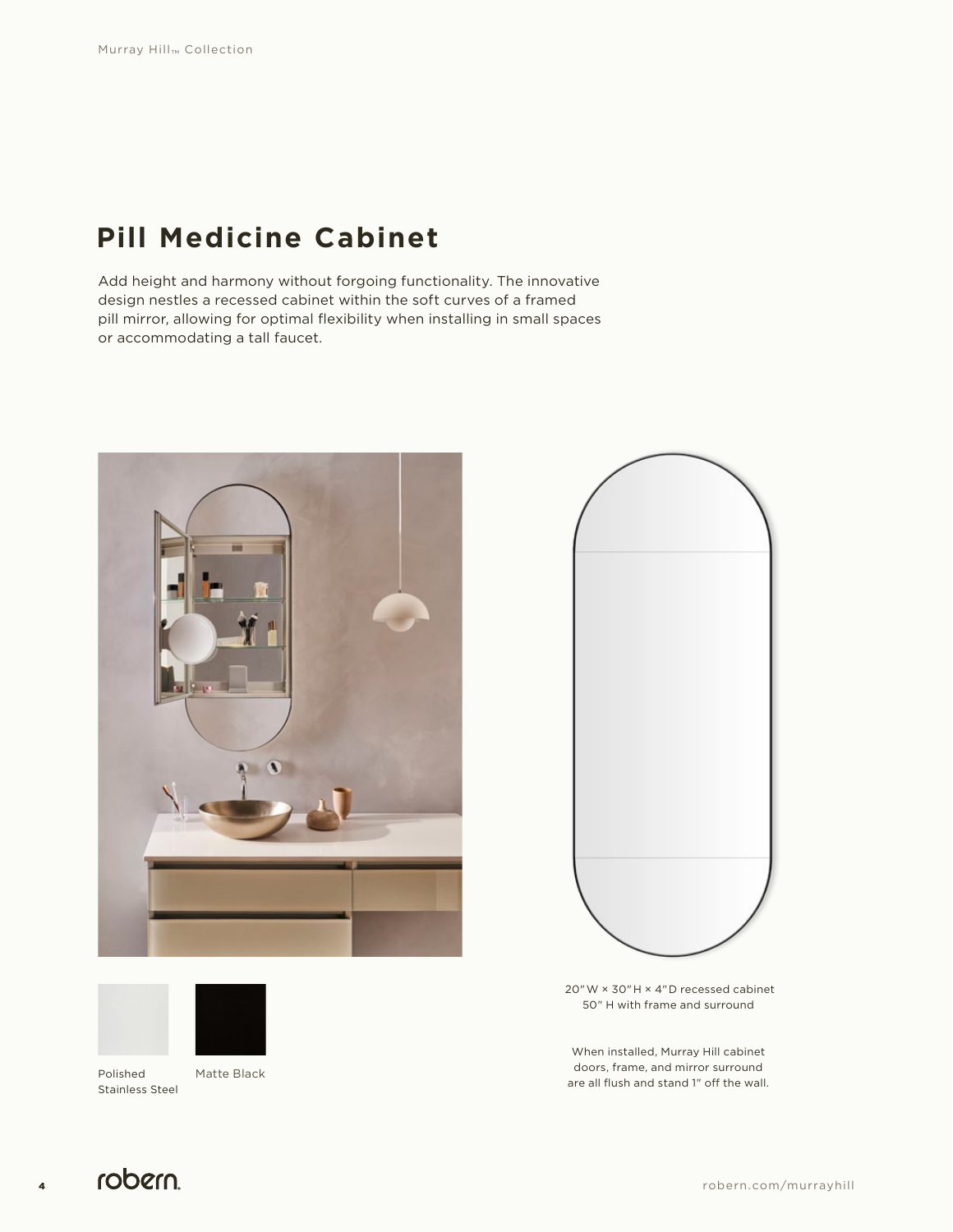# Pill Medicine Cabinet

Add height and harmony without forgoing functionality. The innovative design nestles a recessed cabinet within the soft curves of a framed pill mirror, allowing for optimal flexibility when installing in small spaces or accommodating a tall faucet.

Polished Stainless Steel

Matte Black

20" W × 30" H × 4" D recessed cabinet
50" H with frame and surround

When installed, Murray Hill cabinet doors, frame, and mirror surround are all flush and stand 1" off the wall.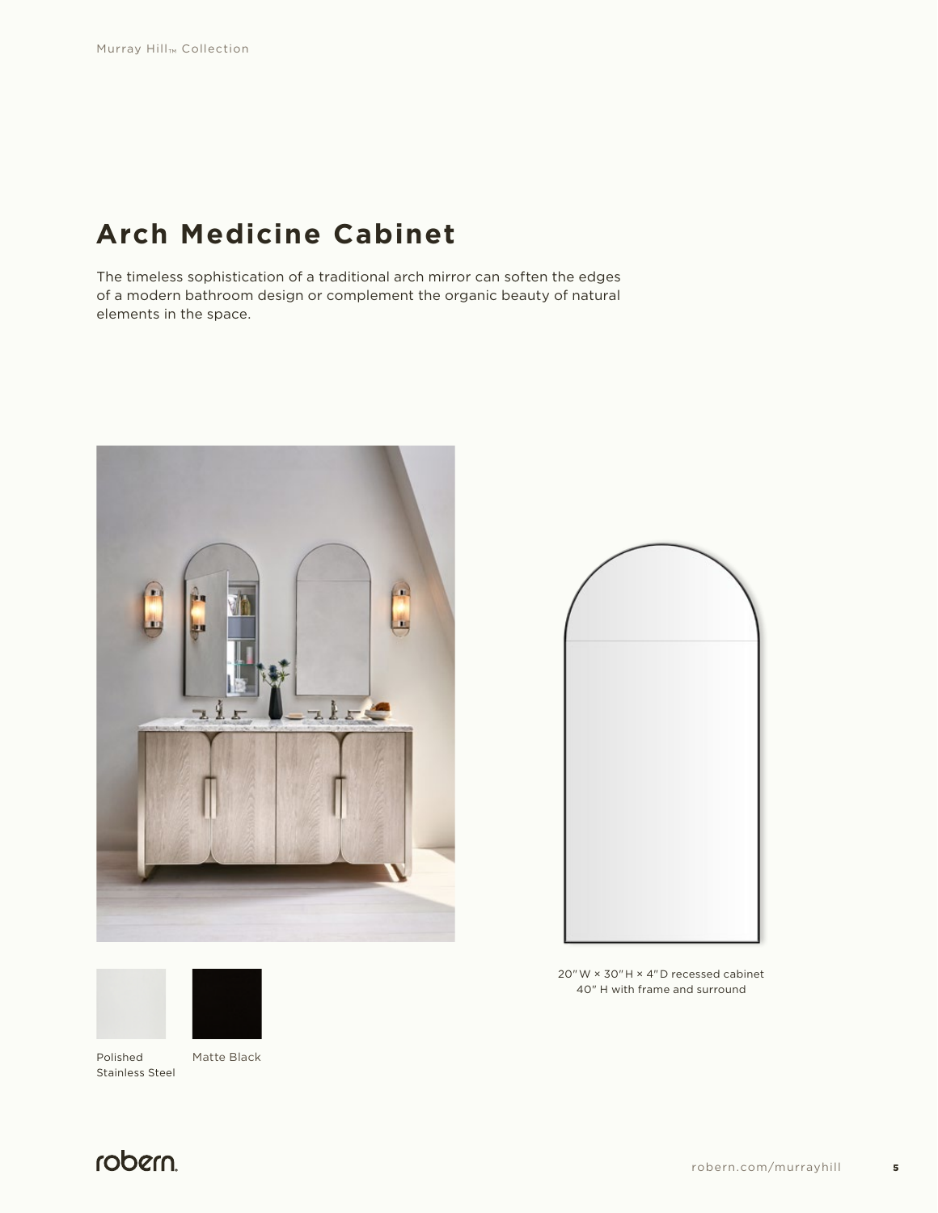# Arch Medicine Cabinet

The timeless sophistication of a traditional arch mirror can soften the edges of a modern bathroom design or complement the organic beauty of natural elements in the space.

Polished Stainless Steel

Matte Black

20" W × 30" H × 4" D recessed cabinet
40" H with frame and surround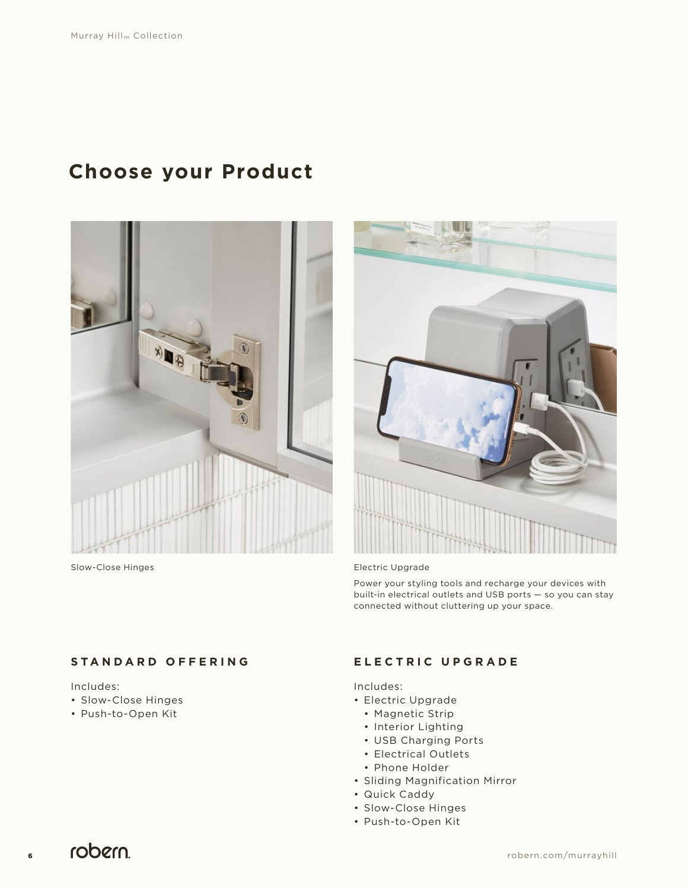# Choose your Product

Slow-Close Hinges

Electric Upgrade

Power your styling tools and recharge your devices with built-in electrical outlets and USB ports — so you can stay connected without cluttering up your space.

### STANDARD OFFERING

Includes:
- Slow-Close Hinges
- Push-to-Open Kit

### ELECTRIC UPGRADE

Includes:
- Electric Upgrade
  - Magnetic Strip
  - Interior Lighting
  - USB Charging Ports
  - Electrical Outlets
  - Phone Holder
- Sliding Magnification Mirror
- Quick Caddy
- Slow-Close Hinges
- Push-to-Open Kit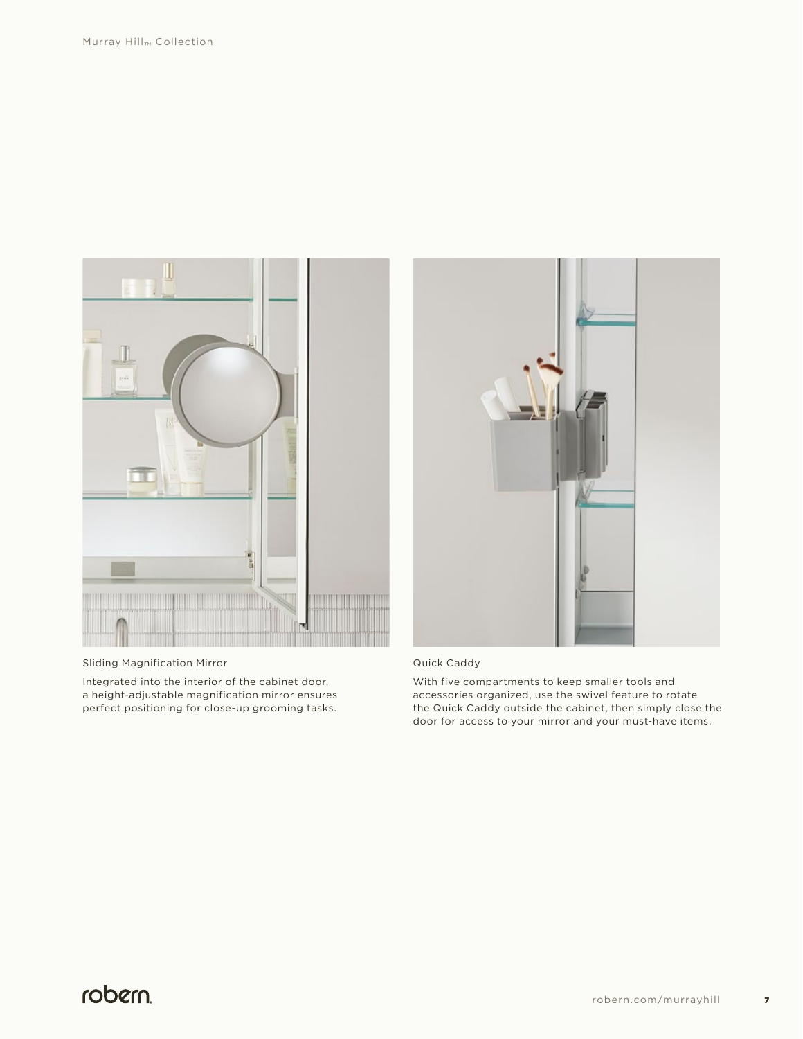Sliding Magnification Mirror

Integrated into the interior of the cabinet door, a height-adjustable magnification mirror ensures perfect positioning for close-up grooming tasks.

Quick Caddy

With five compartments to keep smaller tools and accessories organized, use the swivel feature to rotate the Quick Caddy outside the cabinet, then simply close the door for access to your mirror and your must-have items.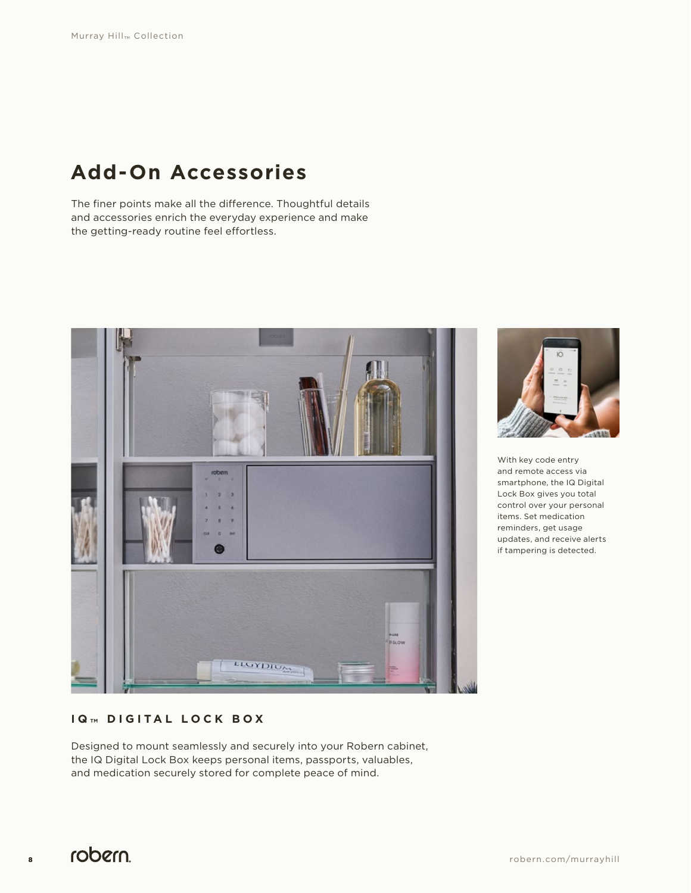# Add-On Accessories

The finer points make all the difference. Thoughtful details and accessories enrich the everyday experience and make the getting-ready routine feel effortless.

With key code entry and remote access via smartphone, the IQ Digital Lock Box gives you total control over your personal items. Set medication reminders, get usage updates, and receive alerts if tampering is detected.

### IQ™ DIGITAL LOCK BOX

Designed to mount seamlessly and securely into your Robern cabinet, the IQ Digital Lock Box keeps personal items, passports, valuables, and medication securely stored for complete peace of mind.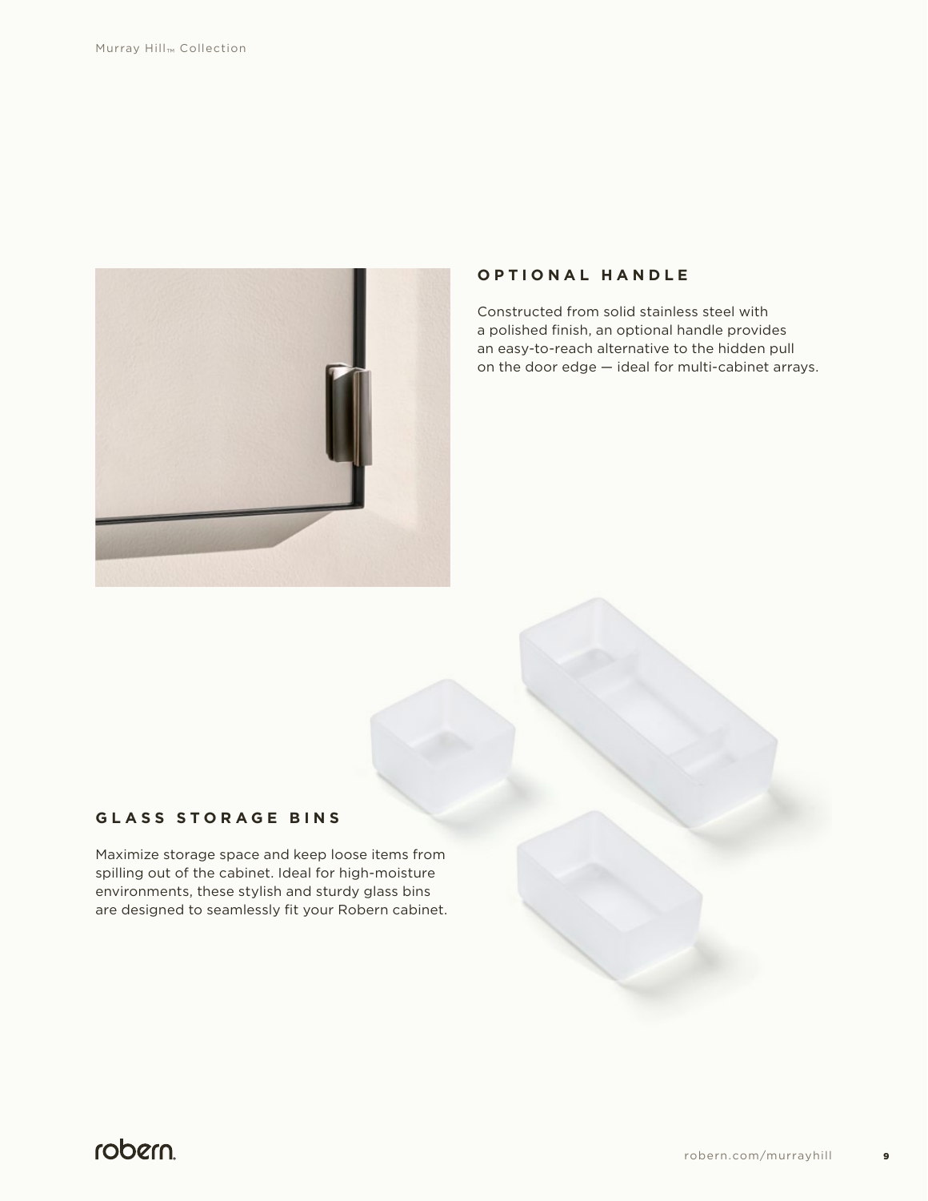## OPTIONAL HANDLE

Constructed from solid stainless steel with a polished finish, an optional handle provides an easy-to-reach alternative to the hidden pull on the door edge — ideal for multi-cabinet arrays.

## GLASS STORAGE BINS

Maximize storage space and keep loose items from spilling out of the cabinet. Ideal for high-moisture environments, these stylish and sturdy glass bins are designed to seamlessly fit your Robern cabinet.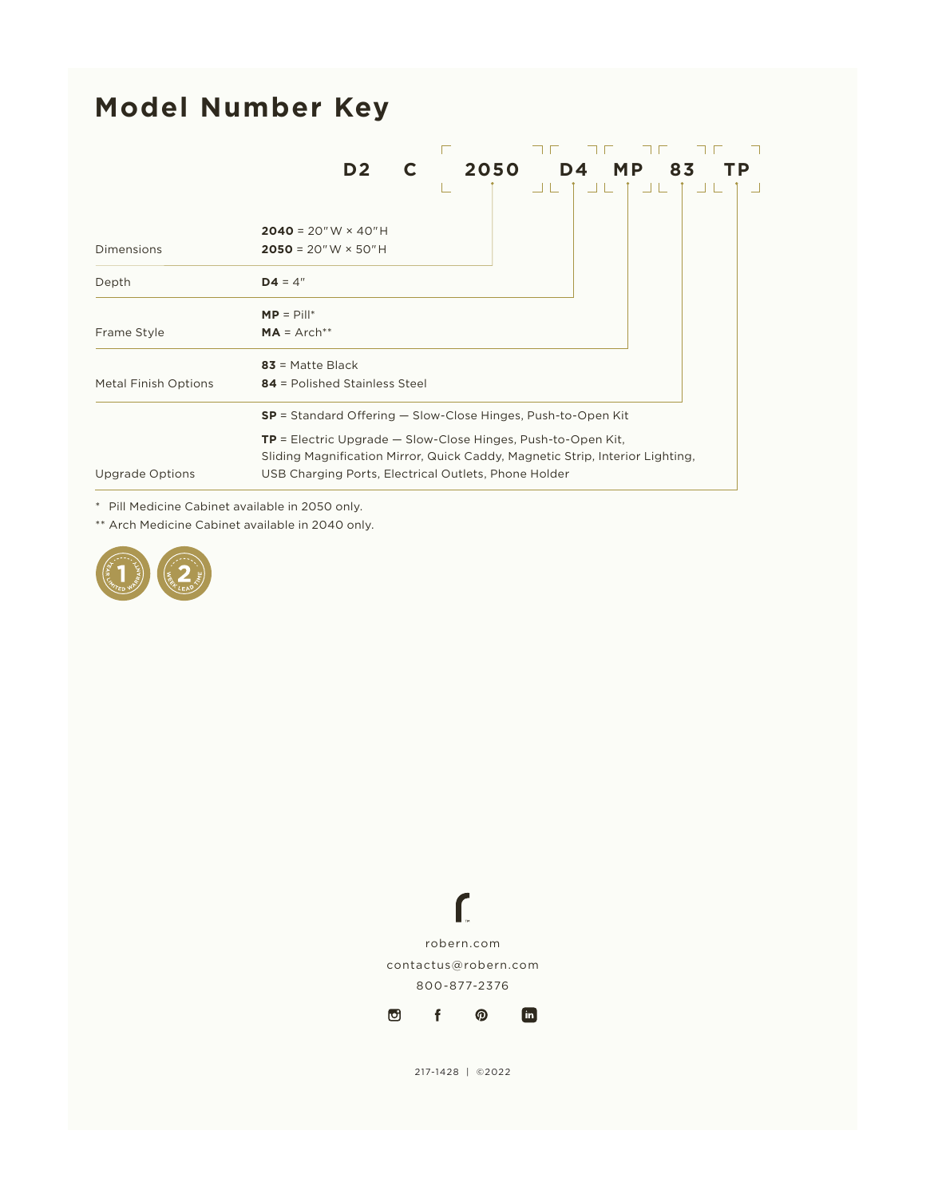## Model Number Key

**D2 C 2050 D4 MP 83 TP**

| | |
|---|---|
| Dimensions | **2040** = 20″W × 40″H<br>**2050** = 20″W × 50″H |
| Depth | **D4** = 4″ |
| Frame Style | **MP** = Pill*<br>**MA** = Arch** |
| Metal Finish Options | **83** = Matte Black<br>**84** = Polished Stainless Steel |
| Upgrade Options | **SP** = Standard Offering — Slow-Close Hinges, Push-to-Open Kit<br>**TP** = Electric Upgrade — Slow-Close Hinges, Push-to-Open Kit, Sliding Magnification Mirror, Quick Caddy, Magnetic Strip, Interior Lighting, USB Charging Ports, Electrical Outlets, Phone Holder |

\* Pill Medicine Cabinet available in 2050 only.

\** Arch Medicine Cabinet available in 2040 only.

1 YEAR LIMITED WARRANTY

2 WEEK LEAD TIME

robern.com

contactus@robern.com

800-877-2376

217-1428 | ©2022